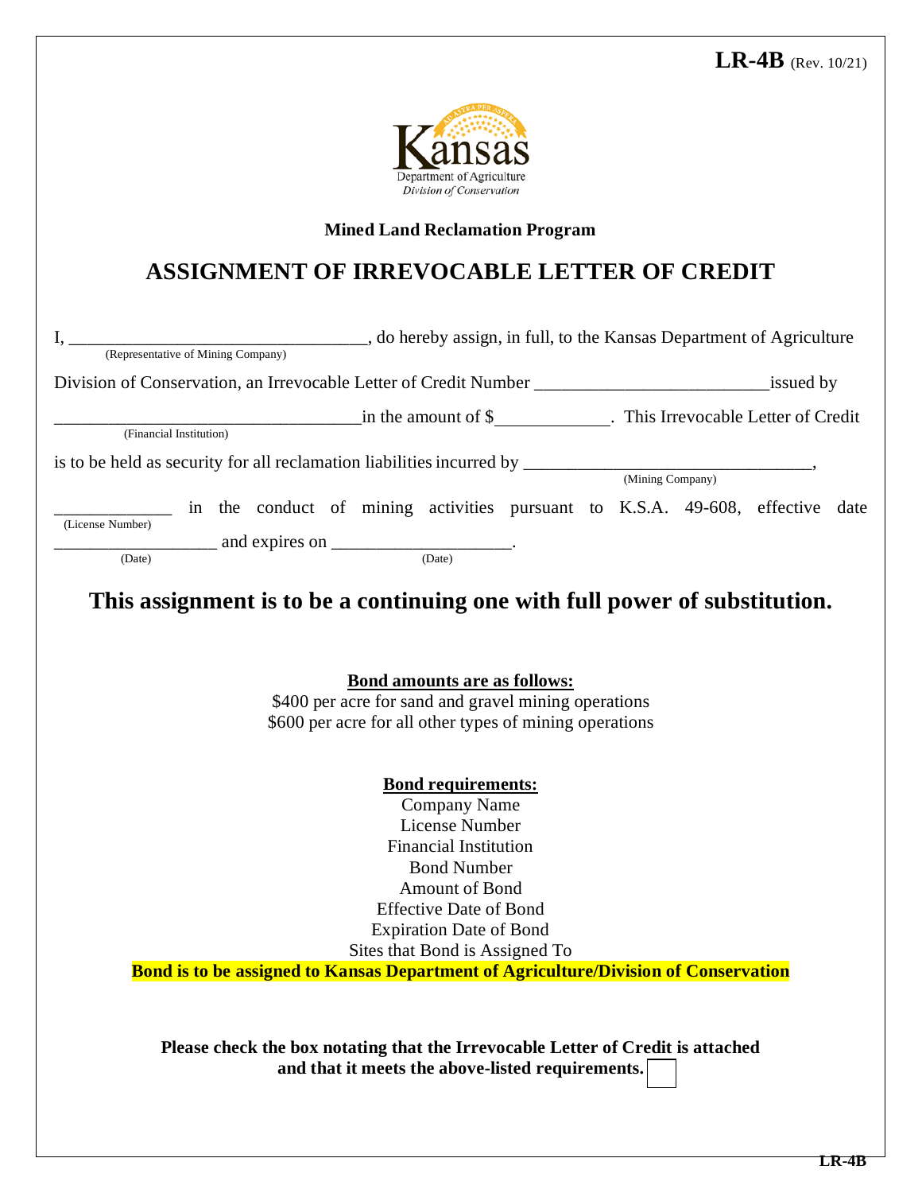LR-4B (Rev. 10/21)

Kansas
Department of Agriculture
*Division of Conservation*

**Mined Land Reclamation Program**

# ASSIGNMENT OF IRREVOCABLE LETTER OF CREDIT

I, ________________________________ (Representative of Mining Company), do hereby assign, in full, to the Kansas Department of Agriculture Division of Conservation, an Irrevocable Letter of Credit Number _________________________ issued by _________________________________ (Financial Institution) in the amount of $____________. This Irrevocable Letter of Credit is to be held as security for all reclamation liabilities incurred by ______________________________ (Mining Company), ____________ (License Number) in the conduct of mining activities pursuant to K.S.A. 49-608, effective date _________________ (Date) and expires on ___________________ (Date).

## This assignment is to be a continuing one with full power of substitution.

**Bond amounts are as follows:**
$400 per acre for sand and gravel mining operations
$600 per acre for all other types of mining operations

**Bond requirements:**
Company Name
License Number
Financial Institution
Bond Number
Amount of Bond
Effective Date of Bond
Expiration Date of Bond
Sites that Bond is Assigned To
**Bond is to be assigned to Kansas Department of Agriculture/Division of Conservation**

**Please check the box notating that the Irrevocable Letter of Credit is attached and that it meets the above-listed requirements.** ☐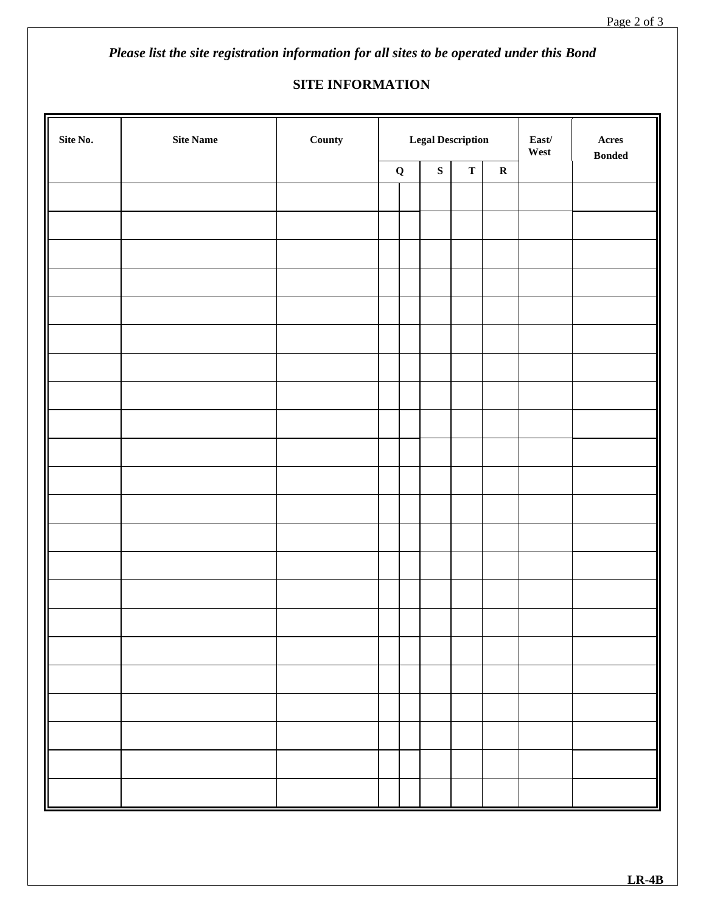*Please list the site registration information for all sites to be operated under this Bond*

## SITE INFORMATION

| Site No. | Site Name | County | Legal Description | | | | East/ West | Acres Bonded |
|---|---|---|---|---|---|---|---|---|
| | | | Q | S | T | R | | |
| | | | | | | | | |
| | | | | | | | | |
| | | | | | | | | |
| | | | | | | | | |
| | | | | | | | | |
| | | | | | | | | |
| | | | | | | | | |
| | | | | | | | | |
| | | | | | | | | |
| | | | | | | | | |
| | | | | | | | | |
| | | | | | | | | |
| | | | | | | | | |
| | | | | | | | | |
| | | | | | | | | |
| | | | | | | | | |
| | | | | | | | | |
| | | | | | | | | |
| | | | | | | | | |
| | | | | | | | | |
| | | | | | | | | |
| | | | | | | | | |

**LR-4B**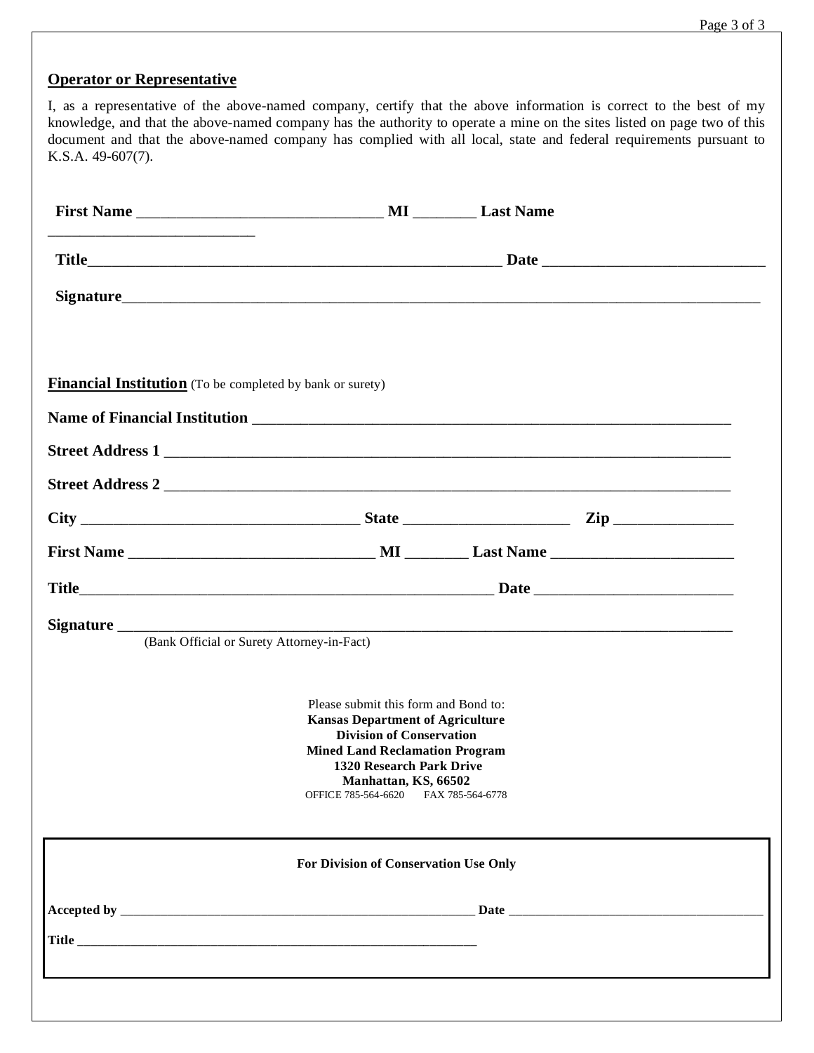## Operator or Representative

I, as a representative of the above-named company, certify that the above information is correct to the best of my knowledge, and that the above-named company has the authority to operate a mine on the sites listed on page two of this document and that the above-named company has complied with all local, state and federal requirements pursuant to K.S.A. 49-607(7).

**First Name** _______________________________ **MI** ________ **Last Name** __________________________

**Title**______________________________________________________ **Date** ____________________________

**Signature**_________________________________________________________________________________

## Financial Institution (To be completed by bank or surety)

**Name of Financial Institution** _____________________________________________________________

**Street Address 1** _______________________________________________________________________

**Street Address 2** _______________________________________________________________________

**City** __________________________________ **State** ____________________ **Zip** _______________

**First Name** _______________________________ **MI** ________ **Last Name** ______________________

**Title**______________________________________________________ **Date** ________________________

**Signature** ___________________________________________________________________________
(Bank Official or Surety Attorney-in-Fact)

Please submit this form and Bond to:
**Kansas Department of Agriculture**
**Division of Conservation**
**Mined Land Reclamation Program**
**1320 Research Park Drive**
**Manhattan, KS, 66502**
OFFICE 785-564-6620 FAX 785-564-6778

**For Division of Conservation Use Only**

**Accepted by** ________________________________________________ **Date** __________________________________

**Title** ____________________________________________________